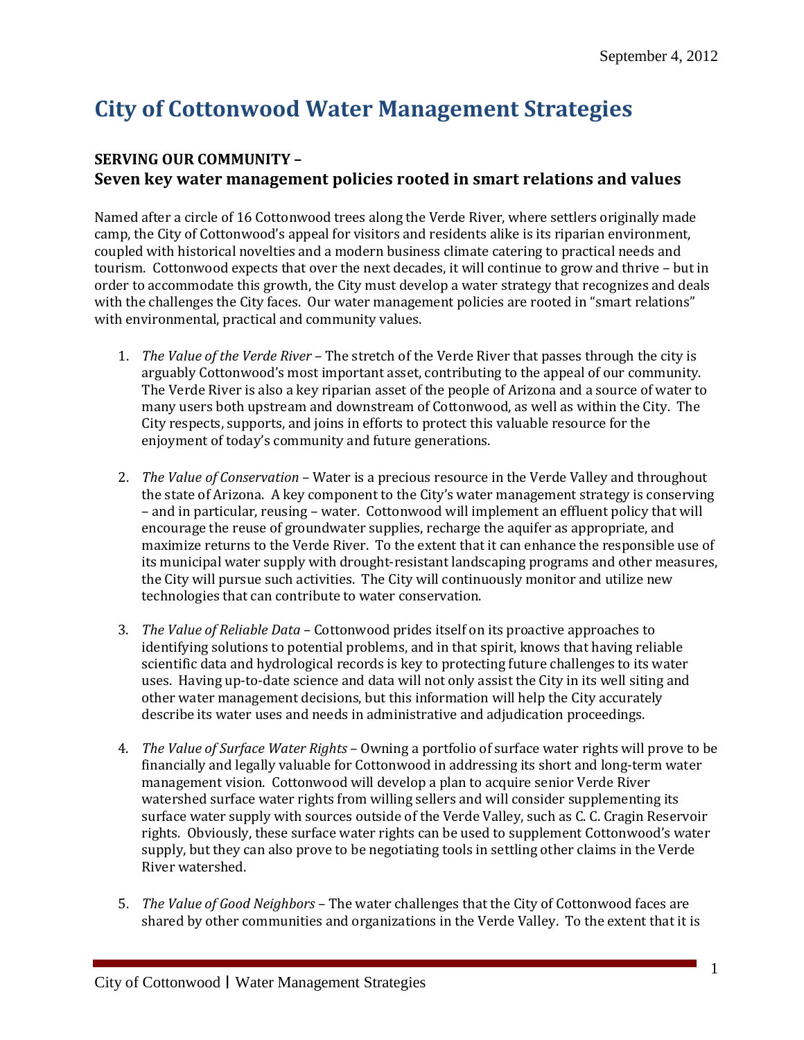September 4, 2012

# City of Cottonwood Water Management Strategies

## SERVING OUR COMMUNITY – Seven key water management policies rooted in smart relations and values

Named after a circle of 16 Cottonwood trees along the Verde River, where settlers originally made camp, the City of Cottonwood's appeal for visitors and residents alike is its riparian environment, coupled with historical novelties and a modern business climate catering to practical needs and tourism. Cottonwood expects that over the next decades, it will continue to grow and thrive – but in order to accommodate this growth, the City must develop a water strategy that recognizes and deals with the challenges the City faces. Our water management policies are rooted in "smart relations" with environmental, practical and community values.

1. *The Value of the Verde River* – The stretch of the Verde River that passes through the city is arguably Cottonwood's most important asset, contributing to the appeal of our community. The Verde River is also a key riparian asset of the people of Arizona and a source of water to many users both upstream and downstream of Cottonwood, as well as within the City. The City respects, supports, and joins in efforts to protect this valuable resource for the enjoyment of today's community and future generations.

2. *The Value of Conservation* – Water is a precious resource in the Verde Valley and throughout the state of Arizona. A key component to the City's water management strategy is conserving – and in particular, reusing – water. Cottonwood will implement an effluent policy that will encourage the reuse of groundwater supplies, recharge the aquifer as appropriate, and maximize returns to the Verde River. To the extent that it can enhance the responsible use of its municipal water supply with drought-resistant landscaping programs and other measures, the City will pursue such activities. The City will continuously monitor and utilize new technologies that can contribute to water conservation.

3. *The Value of Reliable Data* – Cottonwood prides itself on its proactive approaches to identifying solutions to potential problems, and in that spirit, knows that having reliable scientific data and hydrological records is key to protecting future challenges to its water uses. Having up-to-date science and data will not only assist the City in its well siting and other water management decisions, but this information will help the City accurately describe its water uses and needs in administrative and adjudication proceedings.

4. *The Value of Surface Water Rights* – Owning a portfolio of surface water rights will prove to be financially and legally valuable for Cottonwood in addressing its short and long-term water management vision. Cottonwood will develop a plan to acquire senior Verde River watershed surface water rights from willing sellers and will consider supplementing its surface water supply with sources outside of the Verde Valley, such as C. C. Cragin Reservoir rights. Obviously, these surface water rights can be used to supplement Cottonwood's water supply, but they can also prove to be negotiating tools in settling other claims in the Verde River watershed.

5. *The Value of Good Neighbors* – The water challenges that the City of Cottonwood faces are shared by other communities and organizations in the Verde Valley. To the extent that it is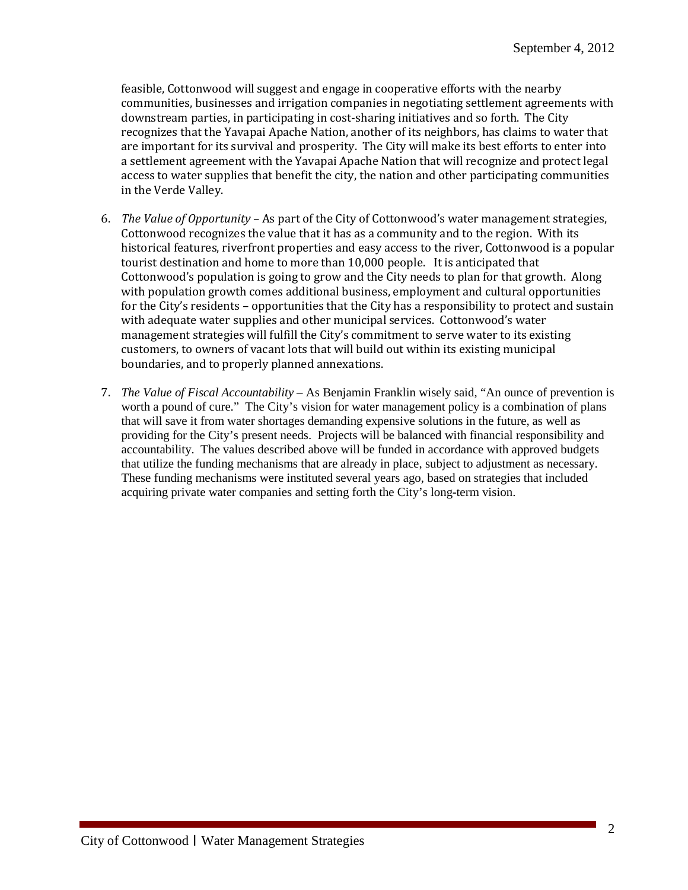feasible, Cottonwood will suggest and engage in cooperative efforts with the nearby communities, businesses and irrigation companies in negotiating settlement agreements with downstream parties, in participating in cost-sharing initiatives and so forth. The City recognizes that the Yavapai Apache Nation, another of its neighbors, has claims to water that are important for its survival and prosperity. The City will make its best efforts to enter into a settlement agreement with the Yavapai Apache Nation that will recognize and protect legal access to water supplies that benefit the city, the nation and other participating communities in the Verde Valley.

6. *The Value of Opportunity* – As part of the City of Cottonwood's water management strategies, Cottonwood recognizes the value that it has as a community and to the region. With its historical features, riverfront properties and easy access to the river, Cottonwood is a popular tourist destination and home to more than 10,000 people. It is anticipated that Cottonwood's population is going to grow and the City needs to plan for that growth. Along with population growth comes additional business, employment and cultural opportunities for the City's residents – opportunities that the City has a responsibility to protect and sustain with adequate water supplies and other municipal services. Cottonwood's water management strategies will fulfill the City's commitment to serve water to its existing customers, to owners of vacant lots that will build out within its existing municipal boundaries, and to properly planned annexations.

7. *The Value of Fiscal Accountability* – As Benjamin Franklin wisely said, "An ounce of prevention is worth a pound of cure." The City's vision for water management policy is a combination of plans that will save it from water shortages demanding expensive solutions in the future, as well as providing for the City's present needs. Projects will be balanced with financial responsibility and accountability. The values described above will be funded in accordance with approved budgets that utilize the funding mechanisms that are already in place, subject to adjustment as necessary. These funding mechanisms were instituted several years ago, based on strategies that included acquiring private water companies and setting forth the City's long-term vision.